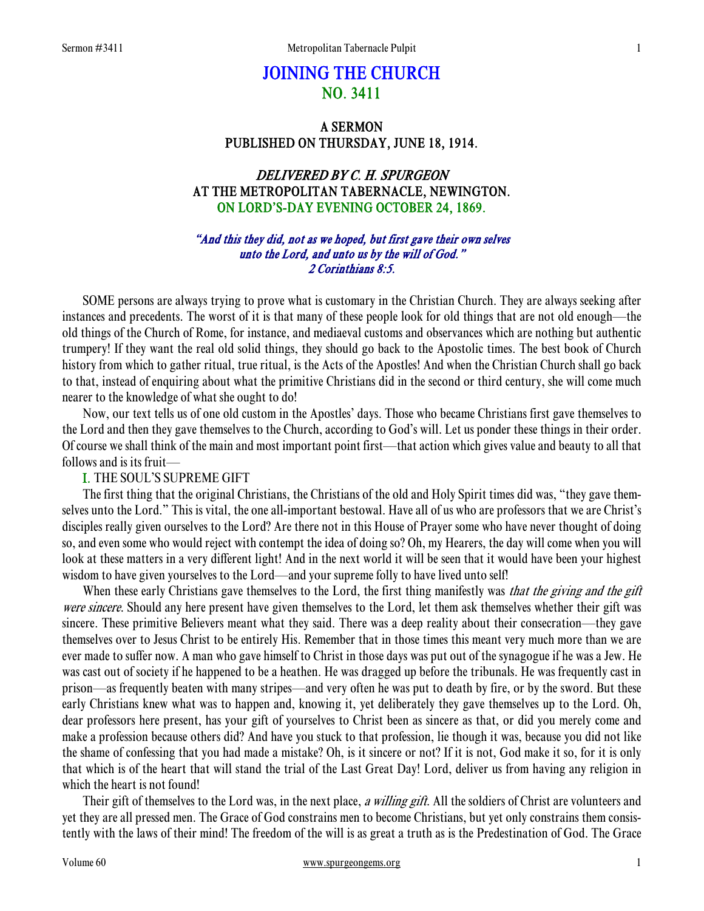# JOINING THE CHURCH
## NO. 3411

### A SERMON
### PUBLISHED ON THURSDAY, JUNE 18, 1914.

### *DELIVERED BY C. H. SPURGEON*
### AT THE METROPOLITAN TABERNACLE, NEWINGTON.
### ON LORD'S-DAY EVENING OCTOBER 24, 1869.

*"And this they did, not as we hoped, but first gave their own selves unto the Lord, and unto us by the will of God." 2 Corinthians 8:5.*

SOME persons are always trying to prove what is customary in the Christian Church. They are always seeking after instances and precedents. The worst of it is that many of these people look for old things that are not old enough—the old things of the Church of Rome, for instance, and mediaeval customs and observances which are nothing but authentic trumpery! If they want the real old solid things, they should go back to the Apostolic times. The best book of Church history from which to gather ritual, true ritual, is the Acts of the Apostles! And when the Christian Church shall go back to that, instead of enquiring about what the primitive Christians did in the second or third century, she will come much nearer to the knowledge of what she ought to do!

Now, our text tells us of one old custom in the Apostles' days. Those who became Christians first gave themselves to the Lord and then they gave themselves to the Church, according to God's will. Let us ponder these things in their order. Of course we shall think of the main and most important point first—that action which gives value and beauty to all that follows and is its fruit—

I. THE SOUL'S SUPREME GIFT

The first thing that the original Christians, the Christians of the old and Holy Spirit times did was, "they gave themselves unto the Lord." This is vital, the one all-important bestowal. Have all of us who are professors that we are Christ's disciples really given ourselves to the Lord? Are there not in this House of Prayer some who have never thought of doing so, and even some who would reject with contempt the idea of doing so? Oh, my Hearers, the day will come when you will look at these matters in a very different light! And in the next world it will be seen that it would have been your highest wisdom to have given yourselves to the Lord—and your supreme folly to have lived unto self!

When these early Christians gave themselves to the Lord, the first thing manifestly was *that the giving and the gift were sincere*. Should any here present have given themselves to the Lord, let them ask themselves whether their gift was sincere. These primitive Believers meant what they said. There was a deep reality about their consecration—they gave themselves over to Jesus Christ to be entirely His. Remember that in those times this meant very much more than we are ever made to suffer now. A man who gave himself to Christ in those days was put out of the synagogue if he was a Jew. He was cast out of society if he happened to be a heathen. He was dragged up before the tribunals. He was frequently cast in prison—as frequently beaten with many stripes—and very often he was put to death by fire, or by the sword. But these early Christians knew what was to happen and, knowing it, yet deliberately they gave themselves up to the Lord. Oh, dear professors here present, has your gift of yourselves to Christ been as sincere as that, or did you merely come and make a profession because others did? And have you stuck to that profession, lie though it was, because you did not like the shame of confessing that you had made a mistake? Oh, is it sincere or not? If it is not, God make it so, for it is only that which is of the heart that will stand the trial of the Last Great Day! Lord, deliver us from having any religion in which the heart is not found!

Their gift of themselves to the Lord was, in the next place, *a willing gift*. All the soldiers of Christ are volunteers and yet they are all pressed men. The Grace of God constrains men to become Christians, but yet only constrains them consistently with the laws of their mind! The freedom of the will is as great a truth as is the Predestination of God. The Grace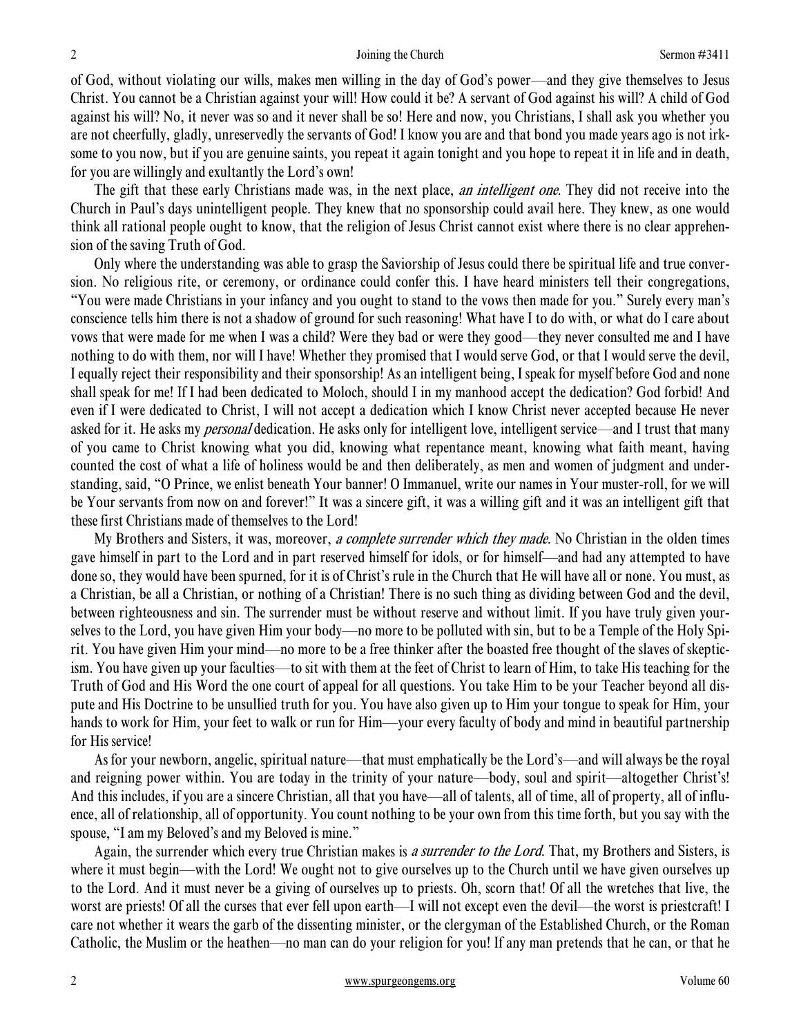of God, without violating our wills, makes men willing in the day of God's power—and they give themselves to Jesus Christ. You cannot be a Christian against your will! How could it be? A servant of God against his will? A child of God against his will? No, it never was so and it never shall be so! Here and now, you Christians, I shall ask you whether you are not cheerfully, gladly, unreservedly the servants of God! I know you are and that bond you made years ago is not irksome to you now, but if you are genuine saints, you repeat it again tonight and you hope to repeat it in life and in death, for you are willingly and exultantly the Lord's own!

The gift that these early Christians made was, in the next place, *an intelligent one*. They did not receive into the Church in Paul's days unintelligent people. They knew that no sponsorship could avail here. They knew, as one would think all rational people ought to know, that the religion of Jesus Christ cannot exist where there is no clear apprehension of the saving Truth of God.

Only where the understanding was able to grasp the Saviorship of Jesus could there be spiritual life and true conversion. No religious rite, or ceremony, or ordinance could confer this. I have heard ministers tell their congregations, "You were made Christians in your infancy and you ought to stand to the vows then made for you." Surely every man's conscience tells him there is not a shadow of ground for such reasoning! What have I to do with, or what do I care about vows that were made for me when I was a child? Were they bad or were they good—they never consulted me and I have nothing to do with them, nor will I have! Whether they promised that I would serve God, or that I would serve the devil, I equally reject their responsibility and their sponsorship! As an intelligent being, I speak for myself before God and none shall speak for me! If I had been dedicated to Moloch, should I in my manhood accept the dedication? God forbid! And even if I were dedicated to Christ, I will not accept a dedication which I know Christ never accepted because He never asked for it. He asks my *personal* dedication. He asks only for intelligent love, intelligent service—and I trust that many of you came to Christ knowing what you did, knowing what repentance meant, knowing what faith meant, having counted the cost of what a life of holiness would be and then deliberately, as men and women of judgment and understanding, said, "O Prince, we enlist beneath Your banner! O Immanuel, write our names in Your muster-roll, for we will be Your servants from now on and forever!" It was a sincere gift, it was a willing gift and it was an intelligent gift that these first Christians made of themselves to the Lord!

My Brothers and Sisters, it was, moreover, *a complete surrender which they made*. No Christian in the olden times gave himself in part to the Lord and in part reserved himself for idols, or for himself—and had any attempted to have done so, they would have been spurned, for it is of Christ's rule in the Church that He will have all or none. You must, as a Christian, be all a Christian, or nothing of a Christian! There is no such thing as dividing between God and the devil, between righteousness and sin. The surrender must be without reserve and without limit. If you have truly given yourselves to the Lord, you have given Him your body—no more to be polluted with sin, but to be a Temple of the Holy Spirit. You have given Him your mind—no more to be a free thinker after the boasted free thought of the slaves of skepticism. You have given up your faculties—to sit with them at the feet of Christ to learn of Him, to take His teaching for the Truth of God and His Word the one court of appeal for all questions. You take Him to be your Teacher beyond all dispute and His Doctrine to be unsullied truth for you. You have also given up to Him your tongue to speak for Him, your hands to work for Him, your feet to walk or run for Him—your every faculty of body and mind in beautiful partnership for His service!

As for your newborn, angelic, spiritual nature—that must emphatically be the Lord's—and will always be the royal and reigning power within. You are today in the trinity of your nature—body, soul and spirit—altogether Christ's! And this includes, if you are a sincere Christian, all that you have—all of talents, all of time, all of property, all of influence, all of relationship, all of opportunity. You count nothing to be your own from this time forth, but you say with the spouse, "I am my Beloved's and my Beloved is mine."

Again, the surrender which every true Christian makes is *a surrender to the Lord*. That, my Brothers and Sisters, is where it must begin—with the Lord! We ought not to give ourselves up to the Church until we have given ourselves up to the Lord. And it must never be a giving of ourselves up to priests. Oh, scorn that! Of all the wretches that live, the worst are priests! Of all the curses that ever fell upon earth—I will not except even the devil—the worst is priestcraft! I care not whether it wears the garb of the dissenting minister, or the clergyman of the Established Church, or the Roman Catholic, the Muslim or the heathen—no man can do your religion for you! If any man pretends that he can, or that he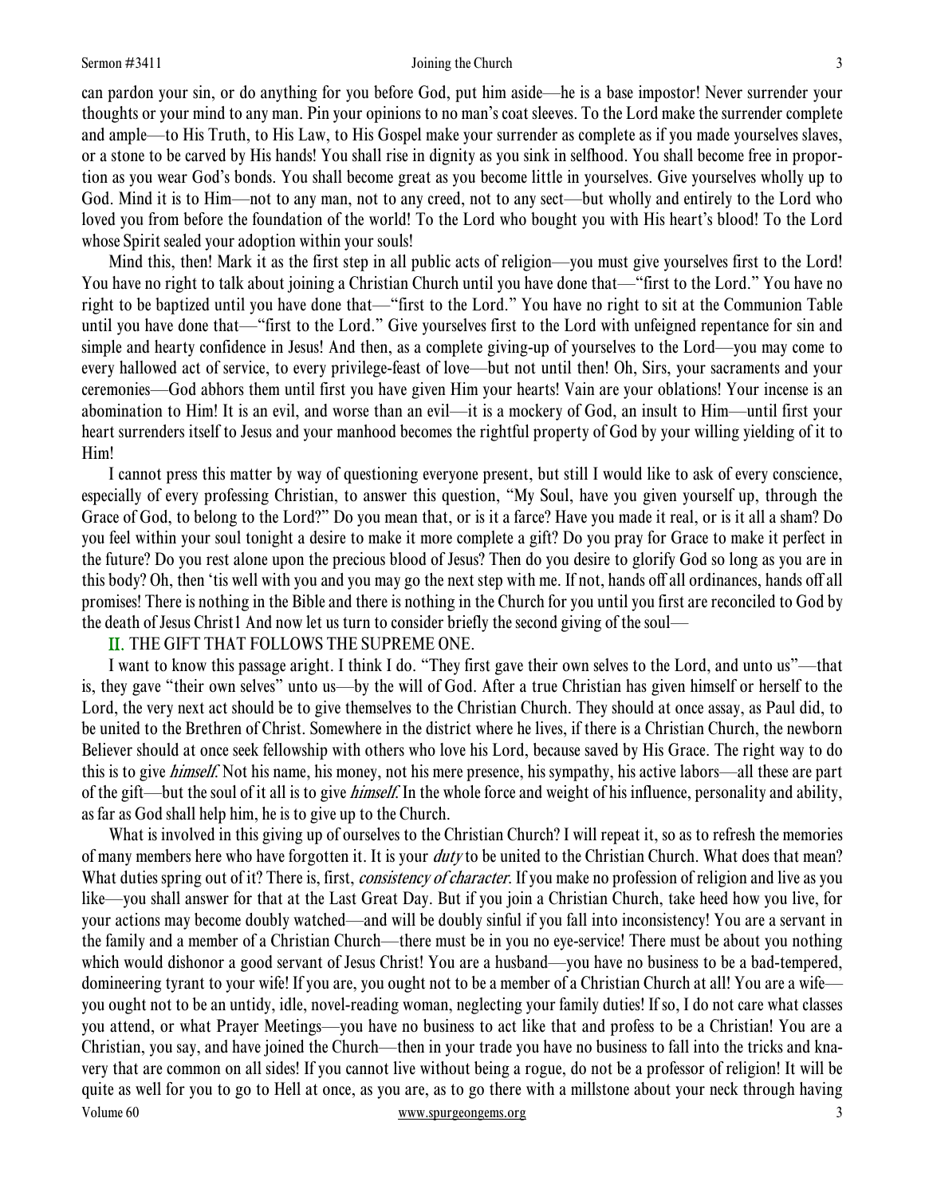can pardon your sin, or do anything for you before God, put him aside—he is a base impostor! Never surrender your thoughts or your mind to any man. Pin your opinions to no man's coat sleeves. To the Lord make the surrender complete and ample—to His Truth, to His Law, to His Gospel make your surrender as complete as if you made yourselves slaves, or a stone to be carved by His hands! You shall rise in dignity as you sink in selfhood. You shall become free in proportion as you wear God's bonds. You shall become great as you become little in yourselves. Give yourselves wholly up to God. Mind it is to Him—not to any man, not to any creed, not to any sect—but wholly and entirely to the Lord who loved you from before the foundation of the world! To the Lord who bought you with His heart's blood! To the Lord whose Spirit sealed your adoption within your souls!

Mind this, then! Mark it as the first step in all public acts of religion—you must give yourselves first to the Lord! You have no right to talk about joining a Christian Church until you have done that—"first to the Lord." You have no right to be baptized until you have done that—"first to the Lord." You have no right to sit at the Communion Table until you have done that—"first to the Lord." Give yourselves first to the Lord with unfeigned repentance for sin and simple and hearty confidence in Jesus! And then, as a complete giving-up of yourselves to the Lord—you may come to every hallowed act of service, to every privilege-feast of love—but not until then! Oh, Sirs, your sacraments and your ceremonies—God abhors them until first you have given Him your hearts! Vain are your oblations! Your incense is an abomination to Him! It is an evil, and worse than an evil—it is a mockery of God, an insult to Him—until first your heart surrenders itself to Jesus and your manhood becomes the rightful property of God by your willing yielding of it to Him!

I cannot press this matter by way of questioning everyone present, but still I would like to ask of every conscience, especially of every professing Christian, to answer this question, "My Soul, have you given yourself up, through the Grace of God, to belong to the Lord?" Do you mean that, or is it a farce? Have you made it real, or is it all a sham? Do you feel within your soul tonight a desire to make it more complete a gift? Do you pray for Grace to make it perfect in the future? Do you rest alone upon the precious blood of Jesus? Then do you desire to glorify God so long as you are in this body? Oh, then 'tis well with you and you may go the next step with me. If not, hands off all ordinances, hands off all promises! There is nothing in the Bible and there is nothing in the Church for you until you first are reconciled to God by the death of Jesus Christ1 And now let us turn to consider briefly the second giving of the soul—

## II. THE GIFT THAT FOLLOWS THE SUPREME ONE.

I want to know this passage aright. I think I do. "They first gave their own selves to the Lord, and unto us"—that is, they gave "their own selves" unto us—by the will of God. After a true Christian has given himself or herself to the Lord, the very next act should be to give themselves to the Christian Church. They should at once assay, as Paul did, to be united to the Brethren of Christ. Somewhere in the district where he lives, if there is a Christian Church, the newborn Believer should at once seek fellowship with others who love his Lord, because saved by His Grace. The right way to do this is to give *himself*. Not his name, his money, not his mere presence, his sympathy, his active labors—all these are part of the gift—but the soul of it all is to give *himself*. In the whole force and weight of his influence, personality and ability, as far as God shall help him, he is to give up to the Church.

What is involved in this giving up of ourselves to the Christian Church? I will repeat it, so as to refresh the memories of many members here who have forgotten it. It is your *duty* to be united to the Christian Church. What does that mean? What duties spring out of it? There is, first, *consistency of character*. If you make no profession of religion and live as you like—you shall answer for that at the Last Great Day. But if you join a Christian Church, take heed how you live, for your actions may become doubly watched—and will be doubly sinful if you fall into inconsistency! You are a servant in the family and a member of a Christian Church—there must be in you no eye-service! There must be about you nothing which would dishonor a good servant of Jesus Christ! You are a husband—you have no business to be a bad-tempered, domineering tyrant to your wife! If you are, you ought not to be a member of a Christian Church at all! You are a wife—you ought not to be an untidy, idle, novel-reading woman, neglecting your family duties! If so, I do not care what classes you attend, or what Prayer Meetings—you have no business to act like that and profess to be a Christian! You are a Christian, you say, and have joined the Church—then in your trade you have no business to fall into the tricks and knavery that are common on all sides! If you cannot live without being a rogue, do not be a professor of religion! It will be quite as well for you to go to Hell at once, as you are, as to go there with a millstone about your neck through having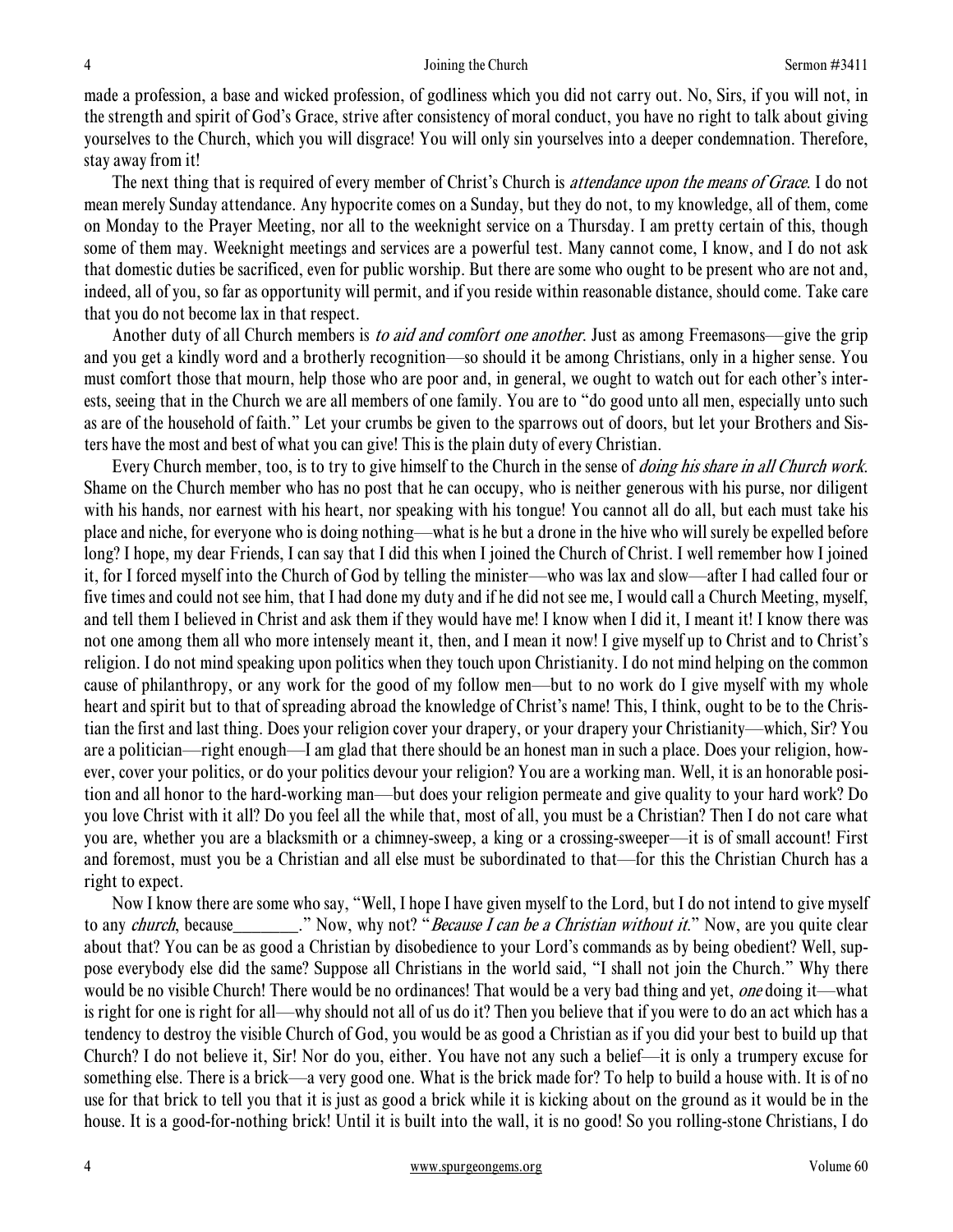made a profession, a base and wicked profession, of godliness which you did not carry out. No, Sirs, if you will not, in the strength and spirit of God's Grace, strive after consistency of moral conduct, you have no right to talk about giving yourselves to the Church, which you will disgrace! You will only sin yourselves into a deeper condemnation. Therefore, stay away from it!

The next thing that is required of every member of Christ's Church is *attendance upon the means of Grace*. I do not mean merely Sunday attendance. Any hypocrite comes on a Sunday, but they do not, to my knowledge, all of them, come on Monday to the Prayer Meeting, nor all to the weeknight service on a Thursday. I am pretty certain of this, though some of them may. Weeknight meetings and services are a powerful test. Many cannot come, I know, and I do not ask that domestic duties be sacrificed, even for public worship. But there are some who ought to be present who are not and, indeed, all of you, so far as opportunity will permit, and if you reside within reasonable distance, should come. Take care that you do not become lax in that respect.

Another duty of all Church members is *to aid and comfort one another*. Just as among Freemasons—give the grip and you get a kindly word and a brotherly recognition—so should it be among Christians, only in a higher sense. You must comfort those that mourn, help those who are poor and, in general, we ought to watch out for each other's interests, seeing that in the Church we are all members of one family. You are to "do good unto all men, especially unto such as are of the household of faith." Let your crumbs be given to the sparrows out of doors, but let your Brothers and Sisters have the most and best of what you can give! This is the plain duty of every Christian.

Every Church member, too, is to try to give himself to the Church in the sense of *doing his share in all Church work*. Shame on the Church member who has no post that he can occupy, who is neither generous with his purse, nor diligent with his hands, nor earnest with his heart, nor speaking with his tongue! You cannot all do all, but each must take his place and niche, for everyone who is doing nothing—what is he but a drone in the hive who will surely be expelled before long? I hope, my dear Friends, I can say that I did this when I joined the Church of Christ. I well remember how I joined it, for I forced myself into the Church of God by telling the minister—who was lax and slow—after I had called four or five times and could not see him, that I had done my duty and if he did not see me, I would call a Church Meeting, myself, and tell them I believed in Christ and ask them if they would have me! I know when I did it, I meant it! I know there was not one among them all who more intensely meant it, then, and I mean it now! I give myself up to Christ and to Christ's religion. I do not mind speaking upon politics when they touch upon Christianity. I do not mind helping on the common cause of philanthropy, or any work for the good of my follow men—but to no work do I give myself with my whole heart and spirit but to that of spreading abroad the knowledge of Christ's name! This, I think, ought to be to the Christian the first and last thing. Does your religion cover your drapery, or your drapery your Christianity—which, Sir? You are a politician—right enough—I am glad that there should be an honest man in such a place. Does your religion, however, cover your politics, or do your politics devour your religion? You are a working man. Well, it is an honorable position and all honor to the hard-working man—but does your religion permeate and give quality to your hard work? Do you love Christ with it all? Do you feel all the while that, most of all, you must be a Christian? Then I do not care what you are, whether you are a blacksmith or a chimney-sweep, a king or a crossing-sweeper—it is of small account! First and foremost, must you be a Christian and all else must be subordinated to that—for this the Christian Church has a right to expect.

Now I know there are some who say, "Well, I hope I have given myself to the Lord, but I do not intend to give myself to any *church*, because________." Now, why not? "*Because I can be a Christian without it*." Now, are you quite clear about that? You can be as good a Christian by disobedience to your Lord's commands as by being obedient? Well, suppose everybody else did the same? Suppose all Christians in the world said, "I shall not join the Church." Why there would be no visible Church! There would be no ordinances! That would be a very bad thing and yet, *one* doing it—what is right for one is right for all—why should not all of us do it? Then you believe that if you were to do an act which has a tendency to destroy the visible Church of God, you would be as good a Christian as if you did your best to build up that Church? I do not believe it, Sir! Nor do you, either. You have not any such a belief—it is only a trumpery excuse for something else. There is a brick—a very good one. What is the brick made for? To help to build a house with. It is of no use for that brick to tell you that it is just as good a brick while it is kicking about on the ground as it would be in the house. It is a good-for-nothing brick! Until it is built into the wall, it is no good! So you rolling-stone Christians, I do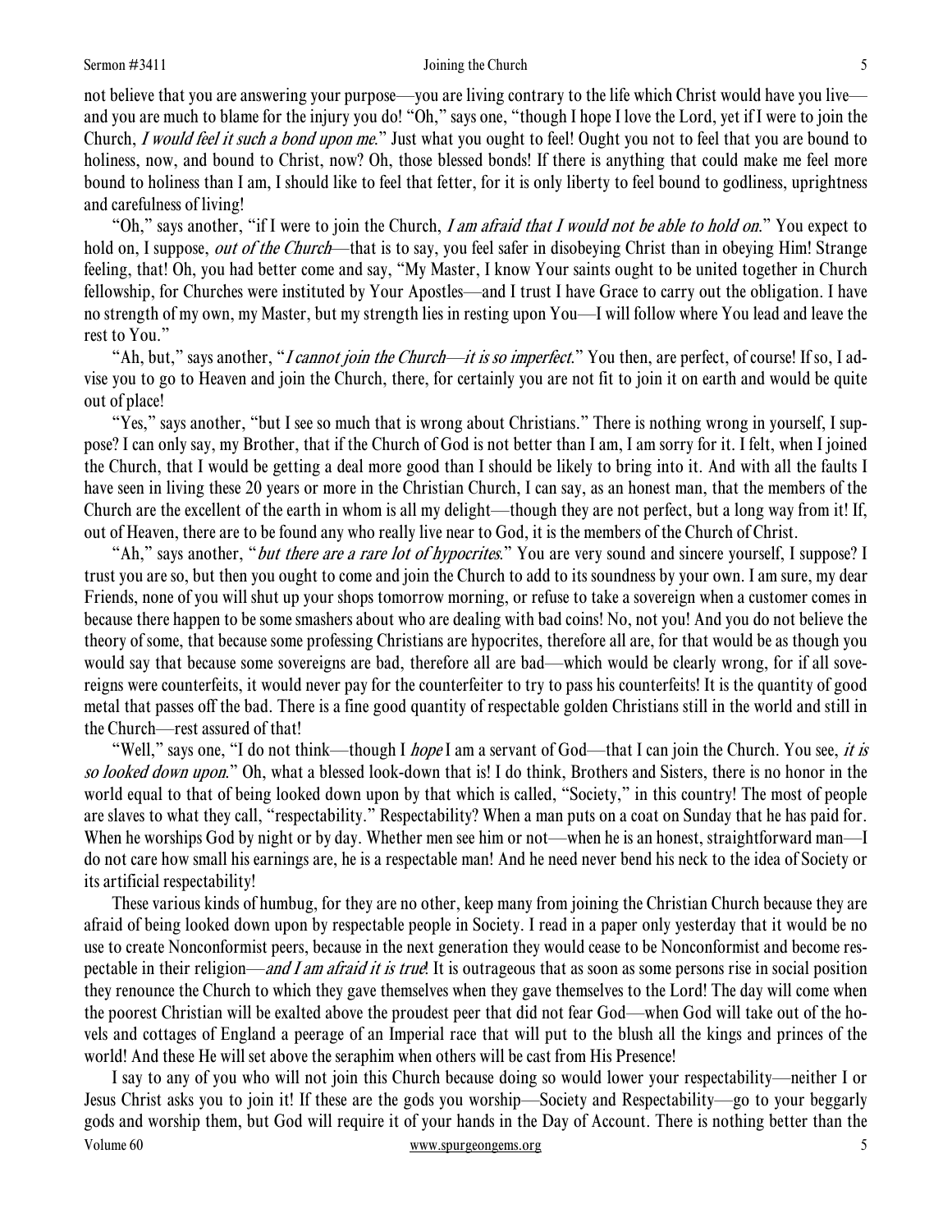not believe that you are answering your purpose—you are living contrary to the life which Christ would have you live—and you are much to blame for the injury you do! "Oh," says one, "though I hope I love the Lord, yet if I were to join the Church, *I would feel it such a bond upon me*." Just what you ought to feel! Ought you not to feel that you are bound to holiness, now, and bound to Christ, now? Oh, those blessed bonds! If there is anything that could make me feel more bound to holiness than I am, I should like to feel that fetter, for it is only liberty to feel bound to godliness, uprightness and carefulness of living!

"Oh," says another, "if I were to join the Church, *I am afraid that I would not be able to hold on*." You expect to hold on, I suppose, *out of the Church*—that is to say, you feel safer in disobeying Christ than in obeying Him! Strange feeling, that! Oh, you had better come and say, "My Master, I know Your saints ought to be united together in Church fellowship, for Churches were instituted by Your Apostles—and I trust I have Grace to carry out the obligation. I have no strength of my own, my Master, but my strength lies in resting upon You—I will follow where You lead and leave the rest to You."

"Ah, but," says another, "*I cannot join the Church—it is so imperfect*." You then, are perfect, of course! If so, I advise you to go to Heaven and join the Church, there, for certainly you are not fit to join it on earth and would be quite out of place!

"Yes," says another, "but I see so much that is wrong about Christians." There is nothing wrong in yourself, I suppose? I can only say, my Brother, that if the Church of God is not better than I am, I am sorry for it. I felt, when I joined the Church, that I would be getting a deal more good than I should be likely to bring into it. And with all the faults I have seen in living these 20 years or more in the Christian Church, I can say, as an honest man, that the members of the Church are the excellent of the earth in whom is all my delight—though they are not perfect, but a long way from it! If, out of Heaven, there are to be found any who really live near to God, it is the members of the Church of Christ.

"Ah," says another, "*but there are a rare lot of hypocrites*." You are very sound and sincere yourself, I suppose? I trust you are so, but then you ought to come and join the Church to add to its soundness by your own. I am sure, my dear Friends, none of you will shut up your shops tomorrow morning, or refuse to take a sovereign when a customer comes in because there happen to be some smashers about who are dealing with bad coins! No, not you! And you do not believe the theory of some, that because some professing Christians are hypocrites, therefore all are, for that would be as though you would say that because some sovereigns are bad, therefore all are bad—which would be clearly wrong, for if all sovereigns were counterfeits, it would never pay for the counterfeiter to try to pass his counterfeits! It is the quantity of good metal that passes off the bad. There is a fine good quantity of respectable golden Christians still in the world and still in the Church—rest assured of that!

"Well," says one, "I do not think—though I *hope* I am a servant of God—that I can join the Church. You see, *it is so looked down upon*." Oh, what a blessed look-down that is! I do think, Brothers and Sisters, there is no honor in the world equal to that of being looked down upon by that which is called, "Society," in this country! The most of people are slaves to what they call, "respectability." Respectability? When a man puts on a coat on Sunday that he has paid for. When he worships God by night or by day. Whether men see him or not—when he is an honest, straightforward man—I do not care how small his earnings are, he is a respectable man! And he need never bend his neck to the idea of Society or its artificial respectability!

These various kinds of humbug, for they are no other, keep many from joining the Christian Church because they are afraid of being looked down upon by respectable people in Society. I read in a paper only yesterday that it would be no use to create Nonconformist peers, because in the next generation they would cease to be Nonconformist and become respectable in their religion—*and I am afraid it is true*! It is outrageous that as soon as some persons rise in social position they renounce the Church to which they gave themselves when they gave themselves to the Lord! The day will come when the poorest Christian will be exalted above the proudest peer that did not fear God—when God will take out of the hovels and cottages of England a peerage of an Imperial race that will put to the blush all the kings and princes of the world! And these He will set above the seraphim when others will be cast from His Presence!

I say to any of you who will not join this Church because doing so would lower your respectability—neither I or Jesus Christ asks you to join it! If these are the gods you worship—Society and Respectability—go to your beggarly gods and worship them, but God will require it of your hands in the Day of Account. There is nothing better than the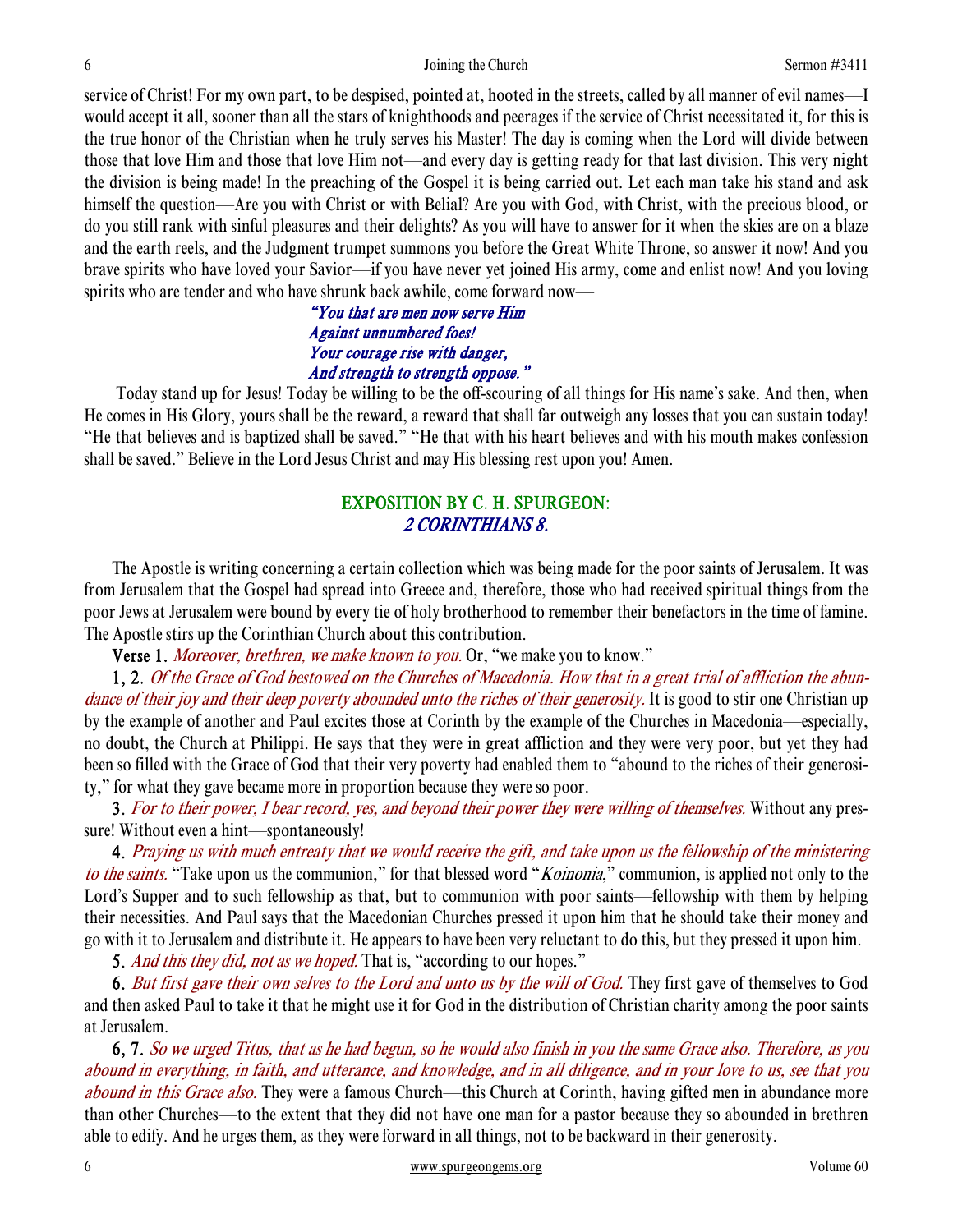service of Christ! For my own part, to be despised, pointed at, hooted in the streets, called by all manner of evil names—I would accept it all, sooner than all the stars of knighthoods and peerages if the service of Christ necessitated it, for this is the true honor of the Christian when he truly serves his Master! The day is coming when the Lord will divide between those that love Him and those that love Him not—and every day is getting ready for that last division. This very night the division is being made! In the preaching of the Gospel it is being carried out. Let each man take his stand and ask himself the question—Are you with Christ or with Belial? Are you with God, with Christ, with the precious blood, or do you still rank with sinful pleasures and their delights? As you will have to answer for it when the skies are on a blaze and the earth reels, and the Judgment trumpet summons you before the Great White Throne, so answer it now! And you brave spirits who have loved your Savior—if you have never yet joined His army, come and enlist now! And you loving spirits who are tender and who have shrunk back awhile, come forward now—

*"You that are men now serve Him*
*Against unnumbered foes!*
*Your courage rise with danger,*
*And strength to strength oppose."*

Today stand up for Jesus! Today be willing to be the off-scouring of all things for His name's sake. And then, when He comes in His Glory, yours shall be the reward, a reward that shall far outweigh any losses that you can sustain today! "He that believes and is baptized shall be saved." "He that with his heart believes and with his mouth makes confession shall be saved." Believe in the Lord Jesus Christ and may His blessing rest upon you! Amen.

## EXPOSITION BY C. H. SPURGEON: *2 CORINTHIANS 8.*

The Apostle is writing concerning a certain collection which was being made for the poor saints of Jerusalem. It was from Jerusalem that the Gospel had spread into Greece and, therefore, those who had received spiritual things from the poor Jews at Jerusalem were bound by every tie of holy brotherhood to remember their benefactors in the time of famine. The Apostle stirs up the Corinthian Church about this contribution.

**Verse 1.** *Moreover, brethren, we make known to you.* Or, "we make you to know."

**1, 2.** *Of the Grace of God bestowed on the Churches of Macedonia. How that in a great trial of affliction the abundance of their joy and their deep poverty abounded unto the riches of their generosity.* It is good to stir one Christian up by the example of another and Paul excites those at Corinth by the example of the Churches in Macedonia—especially, no doubt, the Church at Philippi. He says that they were in great affliction and they were very poor, but yet they had been so filled with the Grace of God that their very poverty had enabled them to "abound to the riches of their generosity," for what they gave became more in proportion because they were so poor.

**3.** *For to their power, I bear record, yes, and beyond their power they were willing of themselves.* Without any pressure! Without even a hint—spontaneously!

**4.** *Praying us with much entreaty that we would receive the gift, and take upon us the fellowship of the ministering to the saints.* "Take upon us the communion," for that blessed word "*Koinonia*," communion, is applied not only to the Lord's Supper and to such fellowship as that, but to communion with poor saints—fellowship with them by helping their necessities. And Paul says that the Macedonian Churches pressed it upon him that he should take their money and go with it to Jerusalem and distribute it. He appears to have been very reluctant to do this, but they pressed it upon him.

**5.** *And this they did, not as we hoped.* That is, "according to our hopes."

**6.** *But first gave their own selves to the Lord and unto us by the will of God.* They first gave of themselves to God and then asked Paul to take it that he might use it for God in the distribution of Christian charity among the poor saints at Jerusalem.

**6, 7.** *So we urged Titus, that as he had begun, so he would also finish in you the same Grace also. Therefore, as you abound in everything, in faith, and utterance, and knowledge, and in all diligence, and in your love to us, see that you abound in this Grace also.* They were a famous Church—this Church at Corinth, having gifted men in abundance more than other Churches—to the extent that they did not have one man for a pastor because they so abounded in brethren able to edify. And he urges them, as they were forward in all things, not to be backward in their generosity.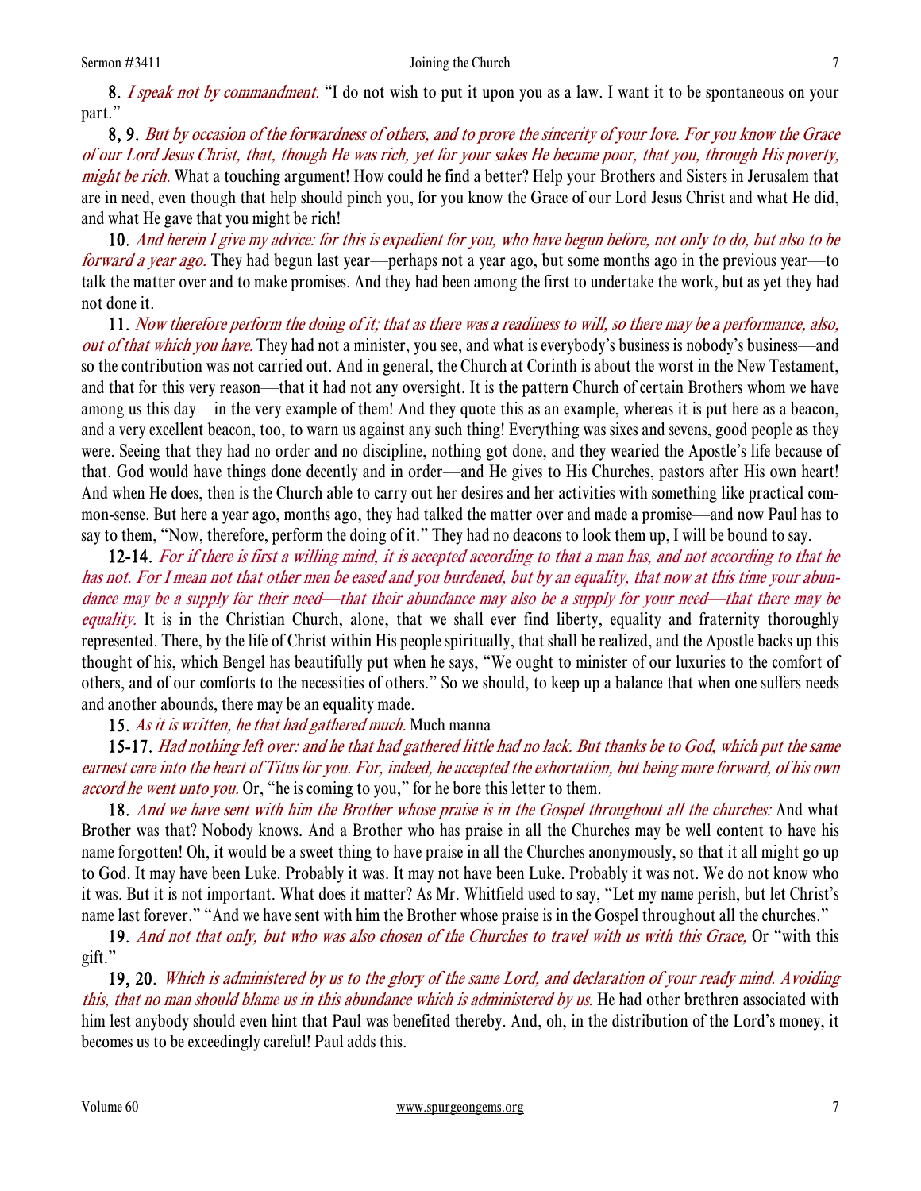**8.** *I speak not by commandment.* "I do not wish to put it upon you as a law. I want it to be spontaneous on your part."

**8, 9.** *But by occasion of the forwardness of others, and to prove the sincerity of your love. For you know the Grace of our Lord Jesus Christ, that, though He was rich, yet for your sakes He became poor, that you, through His poverty, might be rich.* What a touching argument! How could he find a better? Help your Brothers and Sisters in Jerusalem that are in need, even though that help should pinch you, for you know the Grace of our Lord Jesus Christ and what He did, and what He gave that you might be rich!

**10.** *And herein I give my advice: for this is expedient for you, who have begun before, not only to do, but also to be forward a year ago.* They had begun last year—perhaps not a year ago, but some months ago in the previous year—to talk the matter over and to make promises. And they had been among the first to undertake the work, but as yet they had not done it.

**11.** *Now therefore perform the doing of it; that as there was a readiness to will, so there may be a performance, also, out of that which you have.* They had not a minister, you see, and what is everybody's business is nobody's business—and so the contribution was not carried out. And in general, the Church at Corinth is about the worst in the New Testament, and that for this very reason—that it had not any oversight. It is the pattern Church of certain Brothers whom we have among us this day—in the very example of them! And they quote this as an example, whereas it is put here as a beacon, and a very excellent beacon, too, to warn us against any such thing! Everything was sixes and sevens, good people as they were. Seeing that they had no order and no discipline, nothing got done, and they wearied the Apostle's life because of that. God would have things done decently and in order—and He gives to His Churches, pastors after His own heart! And when He does, then is the Church able to carry out her desires and her activities with something like practical common-sense. But here a year ago, months ago, they had talked the matter over and made a promise—and now Paul has to say to them, "Now, therefore, perform the doing of it." They had no deacons to look them up, I will be bound to say.

**12-14.** *For if there is first a willing mind, it is accepted according to that a man has, and not according to that he has not. For I mean not that other men be eased and you burdened, but by an equality, that now at this time your abundance may be a supply for their need—that their abundance may also be a supply for your need—that there may be equality.* It is in the Christian Church, alone, that we shall ever find liberty, equality and fraternity thoroughly represented. There, by the life of Christ within His people spiritually, that shall be realized, and the Apostle backs up this thought of his, which Bengel has beautifully put when he says, "We ought to minister of our luxuries to the comfort of others, and of our comforts to the necessities of others." So we should, to keep up a balance that when one suffers needs and another abounds, there may be an equality made.

**15.** *As it is written, he that had gathered much.* Much manna

**15-17.** *Had nothing left over: and he that had gathered little had no lack. But thanks be to God, which put the same earnest care into the heart of Titus for you. For, indeed, he accepted the exhortation, but being more forward, of his own accord he went unto you.* Or, "he is coming to you," for he bore this letter to them.

**18.** *And we have sent with him the Brother whose praise is in the Gospel throughout all the churches:* And what Brother was that? Nobody knows. And a Brother who has praise in all the Churches may be well content to have his name forgotten! Oh, it would be a sweet thing to have praise in all the Churches anonymously, so that it all might go up to God. It may have been Luke. Probably it was. It may not have been Luke. Probably it was not. We do not know who it was. But it is not important. What does it matter? As Mr. Whitfield used to say, "Let my name perish, but let Christ's name last forever." "And we have sent with him the Brother whose praise is in the Gospel throughout all the churches."

**19.** *And not that only, but who was also chosen of the Churches to travel with us with this Grace,* Or "with this gift."

**19, 20.** *Which is administered by us to the glory of the same Lord, and declaration of your ready mind. Avoiding this, that no man should blame us in this abundance which is administered by us.* He had other brethren associated with him lest anybody should even hint that Paul was benefited thereby. And, oh, in the distribution of the Lord's money, it becomes us to be exceedingly careful! Paul adds this.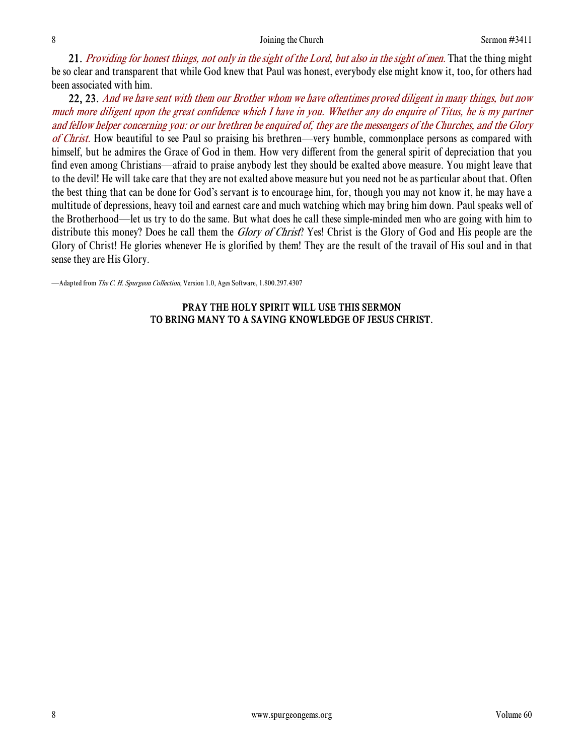**21.** *Providing for honest things, not only in the sight of the Lord, but also in the sight of men.* That the thing might be so clear and transparent that while God knew that Paul was honest, everybody else might know it, too, for others had been associated with him.

**22, 23.** *And we have sent with them our Brother whom we have oftentimes proved diligent in many things, but now much more diligent upon the great confidence which I have in you. Whether any do enquire of Titus, he is my partner and fellow helper concerning you: or our brethren be enquired of, they are the messengers of the Churches, and the Glory of Christ.* How beautiful to see Paul so praising his brethren—very humble, commonplace persons as compared with himself, but he admires the Grace of God in them. How very different from the general spirit of depreciation that you find even among Christians—afraid to praise anybody lest they should be exalted above measure. You might leave that to the devil! He will take care that they are not exalted above measure but you need not be as particular about that. Often the best thing that can be done for God's servant is to encourage him, for, though you may not know it, he may have a multitude of depressions, heavy toil and earnest care and much watching which may bring him down. Paul speaks well of the Brotherhood—let us try to do the same. But what does he call these simple-minded men who are going with him to distribute this money? Does he call them the *Glory of Christ*? Yes! Christ is the Glory of God and His people are the Glory of Christ! He glories whenever He is glorified by them! They are the result of the travail of His soul and in that sense they are His Glory.

—Adapted from *The C. H. Spurgeon Collection,* Version 1.0, Ages Software, 1.800.297.4307

**PRAY THE HOLY SPIRIT WILL USE THIS SERMON TO BRING MANY TO A SAVING KNOWLEDGE OF JESUS CHRIST.**